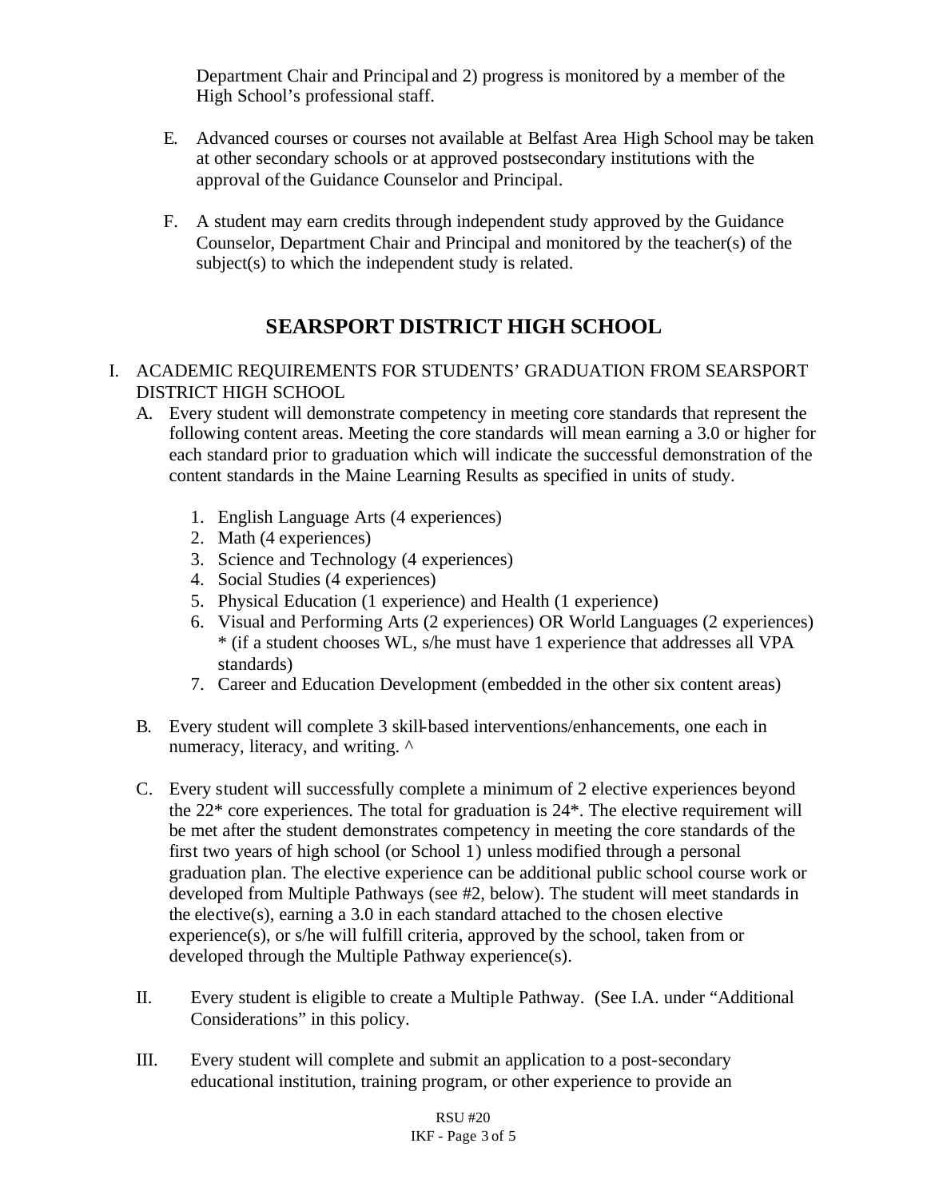Department Chair and Principal and 2) progress is monitored by a member of the High School's professional staff.

E. Advanced courses or courses not available at Belfast Area High School may be taken at other secondary schools or at approved postsecondary institutions with the approval of the Guidance Counselor and Principal.

F. A student may earn credits through independent study approved by the Guidance Counselor, Department Chair and Principal and monitored by the teacher(s) of the subject(s) to which the independent study is related.

## SEARSPORT DISTRICT HIGH SCHOOL

I. ACADEMIC REQUIREMENTS FOR STUDENTS' GRADUATION FROM SEARSPORT DISTRICT HIGH SCHOOL

A. Every student will demonstrate competency in meeting core standards that represent the following content areas. Meeting the core standards will mean earning a 3.0 or higher for each standard prior to graduation which will indicate the successful demonstration of the content standards in the Maine Learning Results as specified in units of study.

1. English Language Arts (4 experiences)
2. Math (4 experiences)
3. Science and Technology (4 experiences)
4. Social Studies (4 experiences)
5. Physical Education (1 experience) and Health (1 experience)
6. Visual and Performing Arts (2 experiences) OR World Languages (2 experiences) * (if a student chooses WL, s/he must have 1 experience that addresses all VPA standards)
7. Career and Education Development (embedded in the other six content areas)

B. Every student will complete 3 skill-based interventions/enhancements, one each in numeracy, literacy, and writing. ^

C. Every student will successfully complete a minimum of 2 elective experiences beyond the 22* core experiences. The total for graduation is 24*. The elective requirement will be met after the student demonstrates competency in meeting the core standards of the first two years of high school (or School 1) unless modified through a personal graduation plan. The elective experience can be additional public school course work or developed from Multiple Pathways (see #2, below). The student will meet standards in the elective(s), earning a 3.0 in each standard attached to the chosen elective experience(s), or s/he will fulfill criteria, approved by the school, taken from or developed through the Multiple Pathway experience(s).

II. Every student is eligible to create a Multiple Pathway. (See I.A. under "Additional Considerations" in this policy.

III. Every student will complete and submit an application to a post-secondary educational institution, training program, or other experience to provide an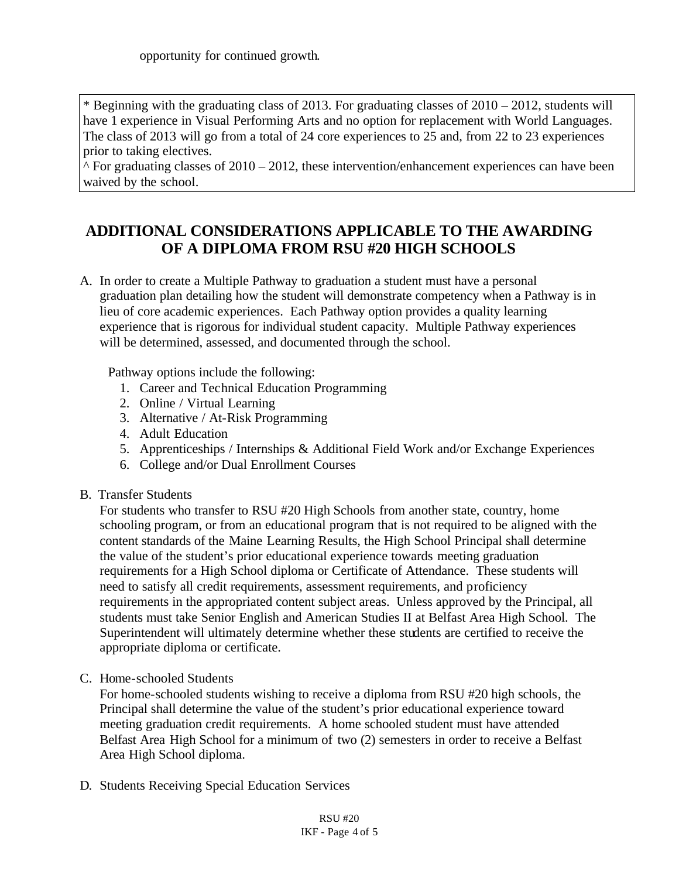opportunity for continued growth.

* Beginning with the graduating class of 2013. For graduating classes of 2010 – 2012, students will have 1 experience in Visual Performing Arts and no option for replacement with World Languages. The class of 2013 will go from a total of 24 core experiences to 25 and, from 22 to 23 experiences prior to taking electives.
^ For graduating classes of 2010 – 2012, these intervention/enhancement experiences can have been waived by the school.

## ADDITIONAL CONSIDERATIONS APPLICABLE TO THE AWARDING OF A DIPLOMA FROM RSU #20 HIGH SCHOOLS

A. In order to create a Multiple Pathway to graduation a student must have a personal graduation plan detailing how the student will demonstrate competency when a Pathway is in lieu of core academic experiences. Each Pathway option provides a quality learning experience that is rigorous for individual student capacity. Multiple Pathway experiences will be determined, assessed, and documented through the school.

   Pathway options include the following:

   1. Career and Technical Education Programming
   2. Online / Virtual Learning
   3. Alternative / At-Risk Programming
   4. Adult Education
   5. Apprenticeships / Internships & Additional Field Work and/or Exchange Experiences
   6. College and/or Dual Enrollment Courses

B. Transfer Students

   For students who transfer to RSU #20 High Schools from another state, country, home schooling program, or from an educational program that is not required to be aligned with the content standards of the Maine Learning Results, the High School Principal shall determine the value of the student's prior educational experience towards meeting graduation requirements for a High School diploma or Certificate of Attendance. These students will need to satisfy all credit requirements, assessment requirements, and proficiency requirements in the appropriated content subject areas. Unless approved by the Principal, all students must take Senior English and American Studies II at Belfast Area High School. The Superintendent will ultimately determine whether these students are certified to receive the appropriate diploma or certificate.

C. Home-schooled Students

   For home-schooled students wishing to receive a diploma from RSU #20 high schools, the Principal shall determine the value of the student's prior educational experience toward meeting graduation credit requirements. A home schooled student must have attended Belfast Area High School for a minimum of two (2) semesters in order to receive a Belfast Area High School diploma.

D. Students Receiving Special Education Services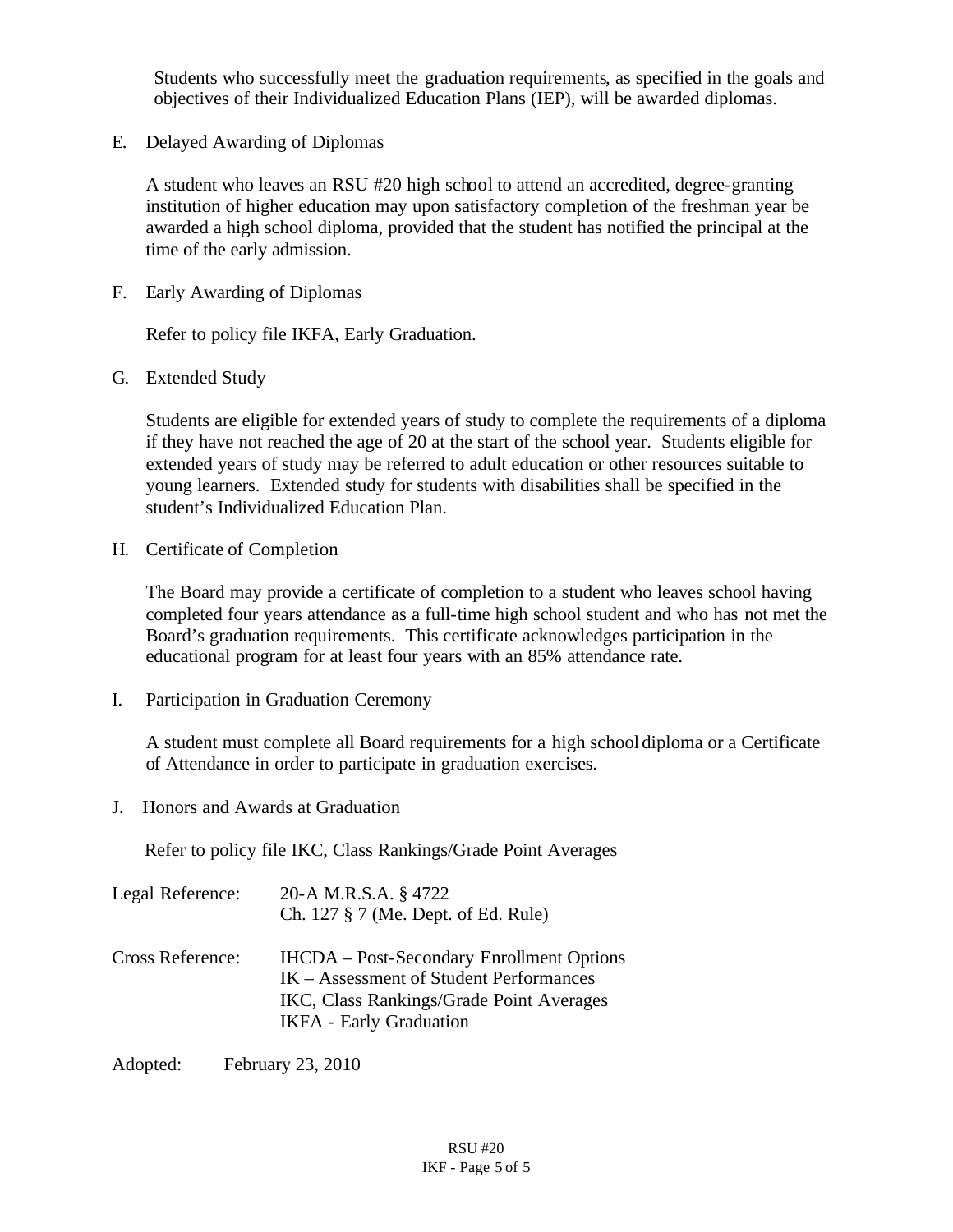Students who successfully meet the graduation requirements, as specified in the goals and objectives of their Individualized Education Plans (IEP), will be awarded diplomas.

E. Delayed Awarding of Diplomas

A student who leaves an RSU #20 high school to attend an accredited, degree-granting institution of higher education may upon satisfactory completion of the freshman year be awarded a high school diploma, provided that the student has notified the principal at the time of the early admission.

F. Early Awarding of Diplomas

Refer to policy file IKFA, Early Graduation.

G. Extended Study

Students are eligible for extended years of study to complete the requirements of a diploma if they have not reached the age of 20 at the start of the school year. Students eligible for extended years of study may be referred to adult education or other resources suitable to young learners. Extended study for students with disabilities shall be specified in the student's Individualized Education Plan.

H. Certificate of Completion

The Board may provide a certificate of completion to a student who leaves school having completed four years attendance as a full-time high school student and who has not met the Board's graduation requirements. This certificate acknowledges participation in the educational program for at least four years with an 85% attendance rate.

I. Participation in Graduation Ceremony

A student must complete all Board requirements for a high school diploma or a Certificate of Attendance in order to participate in graduation exercises.

J. Honors and Awards at Graduation

Refer to policy file IKC, Class Rankings/Grade Point Averages

Legal Reference: 20-A M.R.S.A. § 4722
Ch. 127 § 7 (Me. Dept. of Ed. Rule)

Cross Reference: IHCDA – Post-Secondary Enrollment Options
IK – Assessment of Student Performances
IKC, Class Rankings/Grade Point Averages
IKFA - Early Graduation

Adopted: February 23, 2010